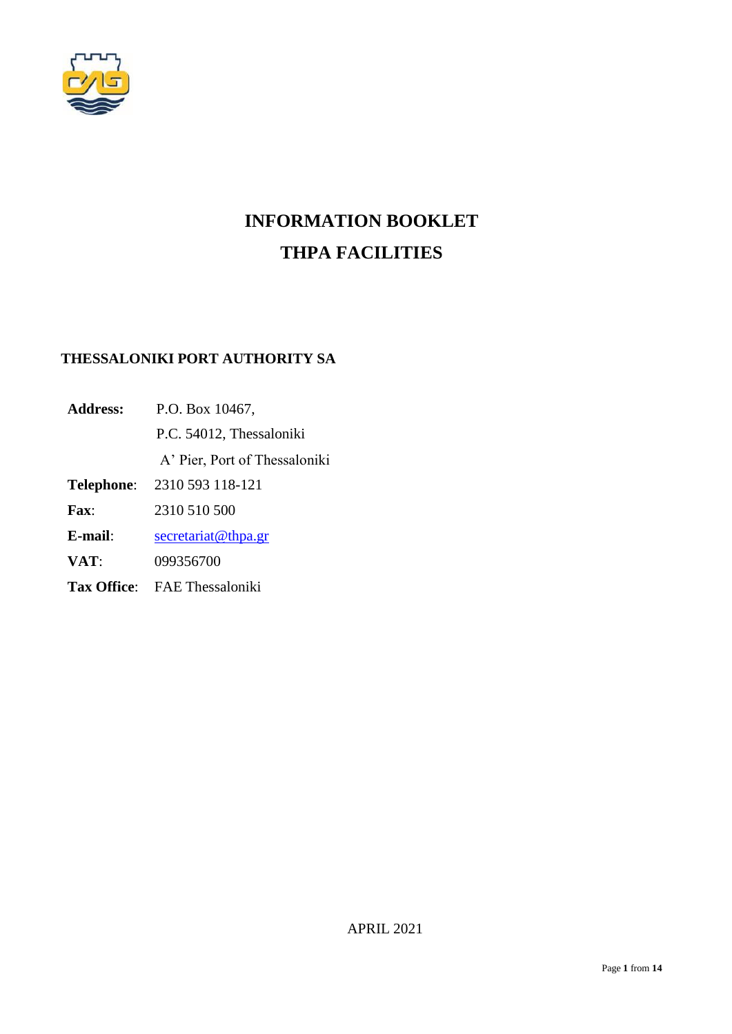# INFORMATION BOOKLET
# THPA FACILITIES

**THESSALONIKI PORT AUTHORITY SA**

| | |
|---|---|
| **Address:** | P.O. Box 10467, |
| | P.C. 54012, Thessaloniki |
| | A' Pier, Port of Thessaloniki |
| **Telephone**: | 2310 593 118-121 |
| **Fax**: | 2310 510 500 |
| **E-mail**: | secretariat@thpa.gr |
| **VAT**: | 099356700 |
| **Tax Office**: | FAE Thessaloniki |

APRIL 2021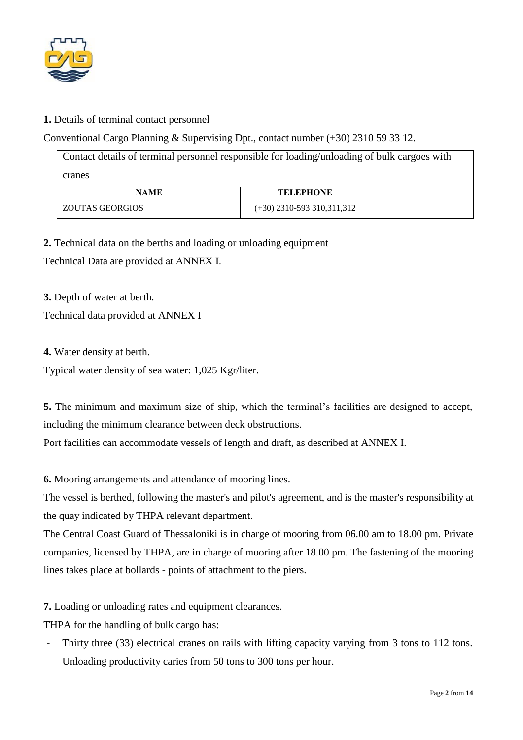**1.** Details of terminal contact personnel

Conventional Cargo Planning & Supervising Dpt., contact number (+30) 2310 59 33 12.

| Contact details of terminal personnel responsible for loading/unloading of bulk cargoes with cranes | | |
|---|---|---|
| **NAME** | **TELEPHONE** | |
| ZOUTAS GEORGIOS | (+30) 2310-593 310,311,312 | |

**2.** Technical data on the berths and loading or unloading equipment

Technical Data are provided at ANNEX I.

**3.** Depth of water at berth.

Technical data provided at ANNEX I

**4.** Water density at berth.

Typical water density of sea water: 1,025 Kgr/liter.

**5.** The minimum and maximum size of ship, which the terminal's facilities are designed to accept, including the minimum clearance between deck obstructions.

Port facilities can accommodate vessels of length and draft, as described at ANNEX I.

**6.** Mooring arrangements and attendance of mooring lines.

The vessel is berthed, following the master's and pilot's agreement, and is the master's responsibility at the quay indicated by THPA relevant department.

The Central Coast Guard of Thessaloniki is in charge of mooring from 06.00 am to 18.00 pm. Private companies, licensed by THPA, are in charge of mooring after 18.00 pm. The fastening of the mooring lines takes place at bollards - points of attachment to the piers.

**7.** Loading or unloading rates and equipment clearances.

THPA for the handling of bulk cargo has:

- Thirty three (33) electrical cranes on rails with lifting capacity varying from 3 tons to 112 tons. Unloading productivity caries from 50 tons to 300 tons per hour.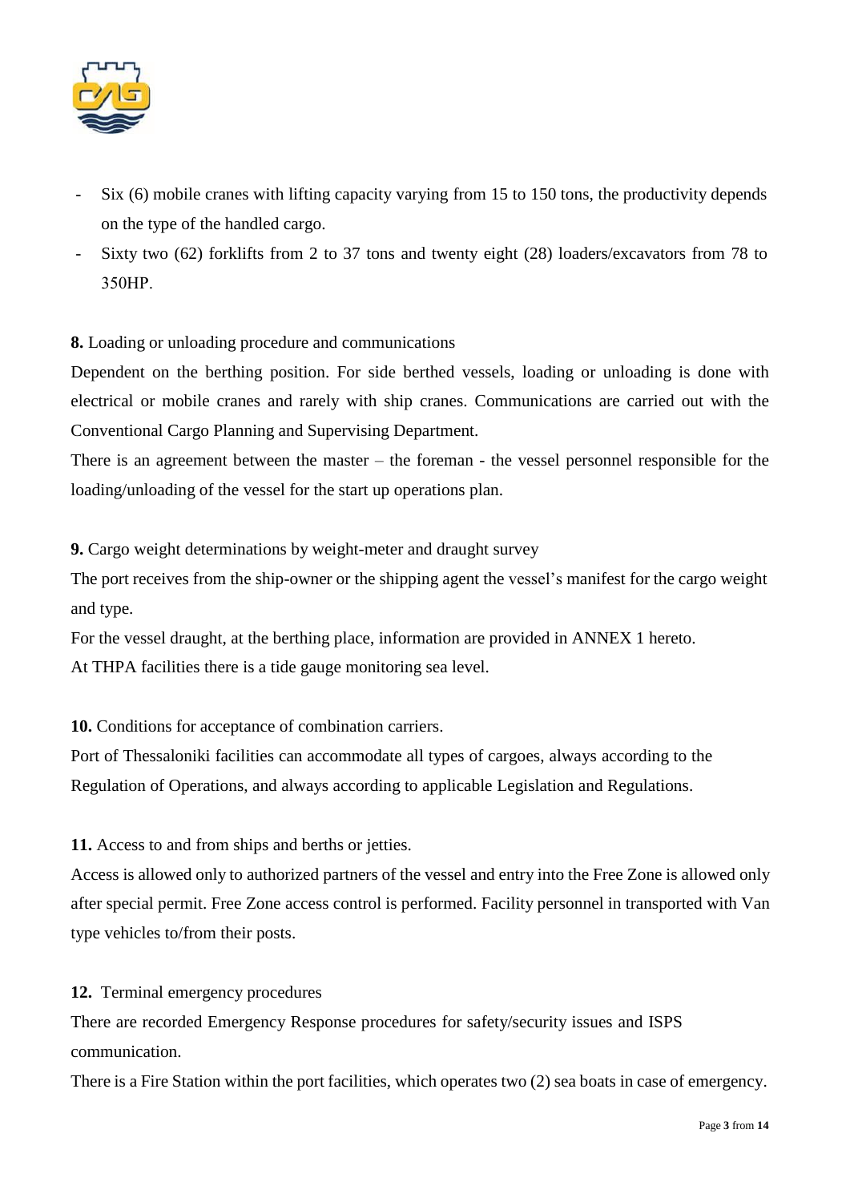- Six (6) mobile cranes with lifting capacity varying from 15 to 150 tons, the productivity depends on the type of the handled cargo.
- Sixty two (62) forklifts from 2 to 37 tons and twenty eight (28) loaders/excavators from 78 to 350HP.

**8.** Loading or unloading procedure and communications

Dependent on the berthing position. For side berthed vessels, loading or unloading is done with electrical or mobile cranes and rarely with ship cranes. Communications are carried out with the Conventional Cargo Planning and Supervising Department.

There is an agreement between the master – the foreman - the vessel personnel responsible for the loading/unloading of the vessel for the start up operations plan.

**9.** Cargo weight determinations by weight-meter and draught survey

The port receives from the ship-owner or the shipping agent the vessel's manifest for the cargo weight and type.

For the vessel draught, at the berthing place, information are provided in ANNEX 1 hereto.

At THPA facilities there is a tide gauge monitoring sea level.

**10.** Conditions for acceptance of combination carriers.

Port of Thessaloniki facilities can accommodate all types of cargoes, always according to the Regulation of Operations, and always according to applicable Legislation and Regulations.

**11.** Access to and from ships and berths or jetties.

Access is allowed only to authorized partners of the vessel and entry into the Free Zone is allowed only after special permit. Free Zone access control is performed. Facility personnel in transported with Van type vehicles to/from their posts.

**12.** Terminal emergency procedures

There are recorded Emergency Response procedures for safety/security issues and ISPS communication.

There is a Fire Station within the port facilities, which operates two (2) sea boats in case of emergency.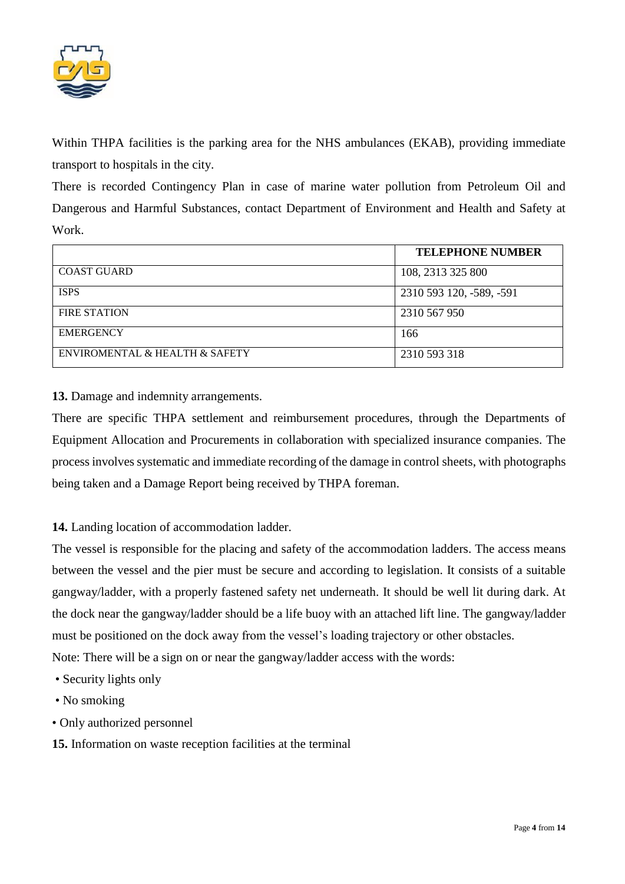Within THPA facilities is the parking area for the NHS ambulances (EKAB), providing immediate transport to hospitals in the city.

There is recorded Contingency Plan in case of marine water pollution from Petroleum Oil and Dangerous and Harmful Substances, contact Department of Environment and Health and Safety at Work.

| | TELEPHONE NUMBER |
|---|---|
| COAST GUARD | 108, 2313 325 800 |
| ISPS | 2310 593 120, -589, -591 |
| FIRE STATION | 2310 567 950 |
| EMERGENCY | 166 |
| ENVIROMENTAL & HEALTH & SAFETY | 2310 593 318 |

**13.** Damage and indemnity arrangements.

There are specific THPA settlement and reimbursement procedures, through the Departments of Equipment Allocation and Procurements in collaboration with specialized insurance companies. The process involves systematic and immediate recording of the damage in control sheets, with photographs being taken and a Damage Report being received by THPA foreman.

**14.** Landing location of accommodation ladder.

The vessel is responsible for the placing and safety of the accommodation ladders. The access means between the vessel and the pier must be secure and according to legislation. It consists of a suitable gangway/ladder, with a properly fastened safety net underneath. It should be well lit during dark. At the dock near the gangway/ladder should be a life buoy with an attached lift line. The gangway/ladder must be positioned on the dock away from the vessel's loading trajectory or other obstacles.

Note: There will be a sign on or near the gangway/ladder access with the words:

- Security lights only
- No smoking
- Only authorized personnel

**15.** Information on waste reception facilities at the terminal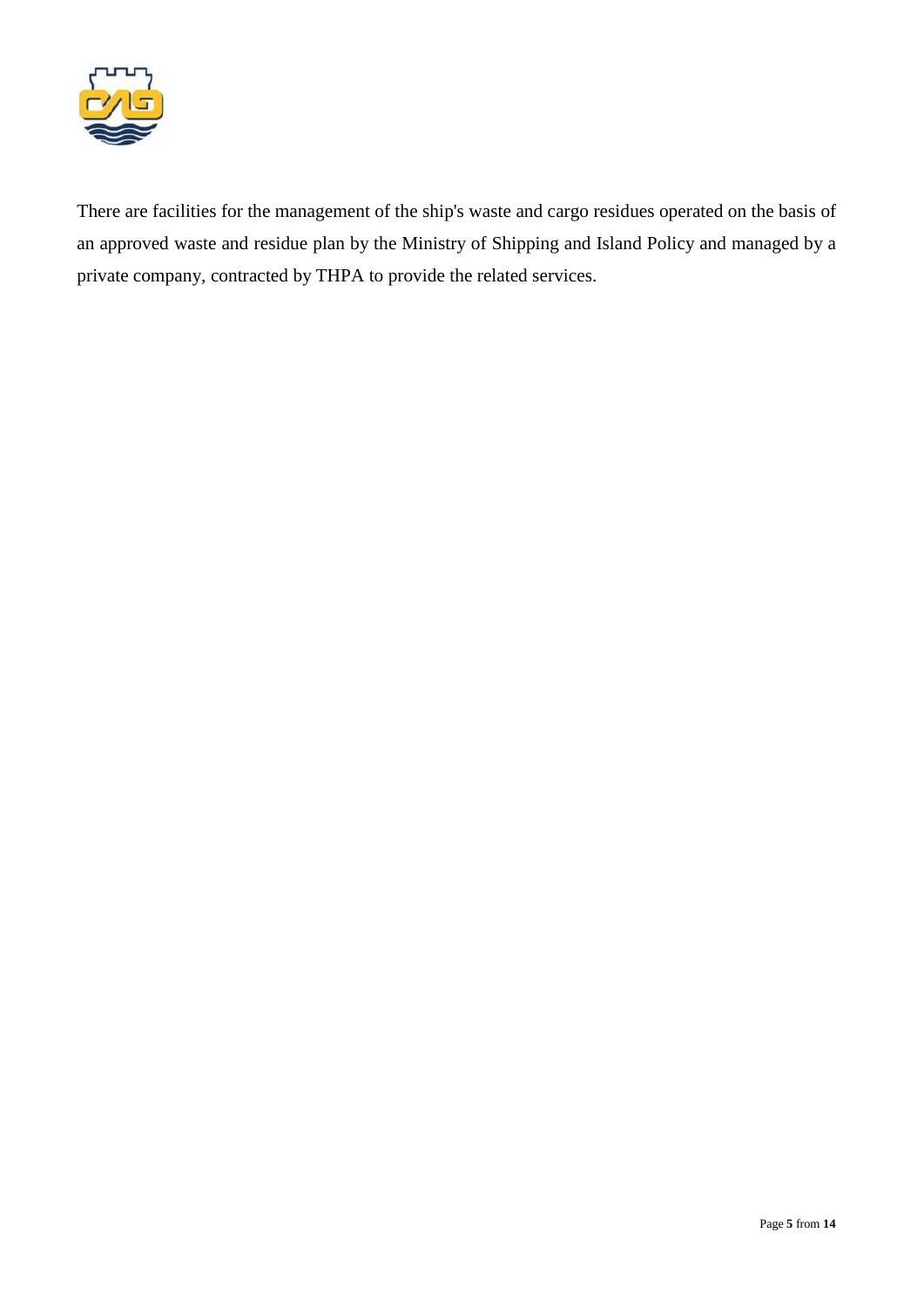There are facilities for the management of the ship's waste and cargo residues operated on the basis of an approved waste and residue plan by the Ministry of Shipping and Island Policy and managed by a private company, contracted by THPA to provide the related services.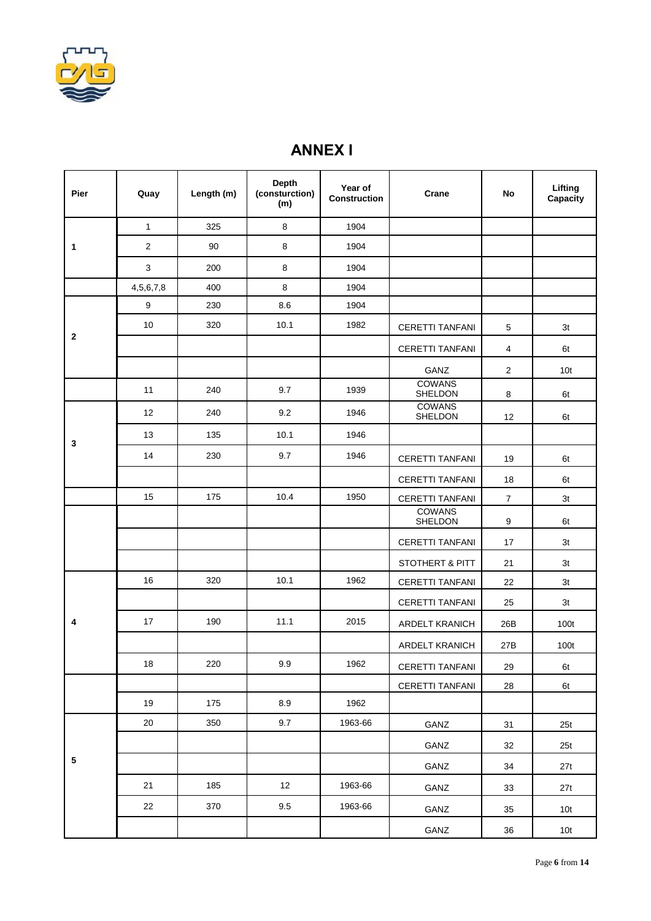# ANNEX I

| Pier | Quay | Length (m) | Depth (consturction) (m) | Year of Construction | Crane | No | Lifting Capacity |
|---|---|---|---|---|---|---|---|
| 1 | 1 | 325 | 8 | 1904 | | | |
| | 2 | 90 | 8 | 1904 | | | |
| | 3 | 200 | 8 | 1904 | | | |
| | 4,5,6,7,8 | 400 | 8 | 1904 | | | |
| 2 | 9 | 230 | 8.6 | 1904 | | | |
| | 10 | 320 | 10.1 | 1982 | CERETTI TANFANI | 5 | 3t |
| | | | | | CERETTI TANFANI | 4 | 6t |
| | | | | | GANZ | 2 | 10t |
| | 11 | 240 | 9.7 | 1939 | COWANS SHELDON | 8 | 6t |
| 3 | 12 | 240 | 9.2 | 1946 | COWANS SHELDON | 12 | 6t |
| | 13 | 135 | 10.1 | 1946 | | | |
| | 14 | 230 | 9.7 | 1946 | CERETTI TANFANI | 19 | 6t |
| | | | | | CERETTI TANFANI | 18 | 6t |
| | 15 | 175 | 10.4 | 1950 | CERETTI TANFANI | 7 | 3t |
| | | | | | COWANS SHELDON | 9 | 6t |
| | | | | | CERETTI TANFANI | 17 | 3t |
| | | | | | STOTHERT & PITT | 21 | 3t |
| 4 | 16 | 320 | 10.1 | 1962 | CERETTI TANFANI | 22 | 3t |
| | | | | | CERETTI TANFANI | 25 | 3t |
| | 17 | 190 | 11.1 | 2015 | ARDELT KRANICH | 26B | 100t |
| | | | | | ARDELT KRANICH | 27B | 100t |
| | 18 | 220 | 9.9 | 1962 | CERETTI TANFANI | 29 | 6t |
| | | | | | CERETTI TANFANI | 28 | 6t |
| | 19 | 175 | 8.9 | 1962 | | | |
| 5 | 20 | 350 | 9.7 | 1963-66 | GANZ | 31 | 25t |
| | | | | | GANZ | 32 | 25t |
| | | | | | GANZ | 34 | 27t |
| | 21 | 185 | 12 | 1963-66 | GANZ | 33 | 27t |
| | 22 | 370 | 9.5 | 1963-66 | GANZ | 35 | 10t |
| | | | | | GANZ | 36 | 10t |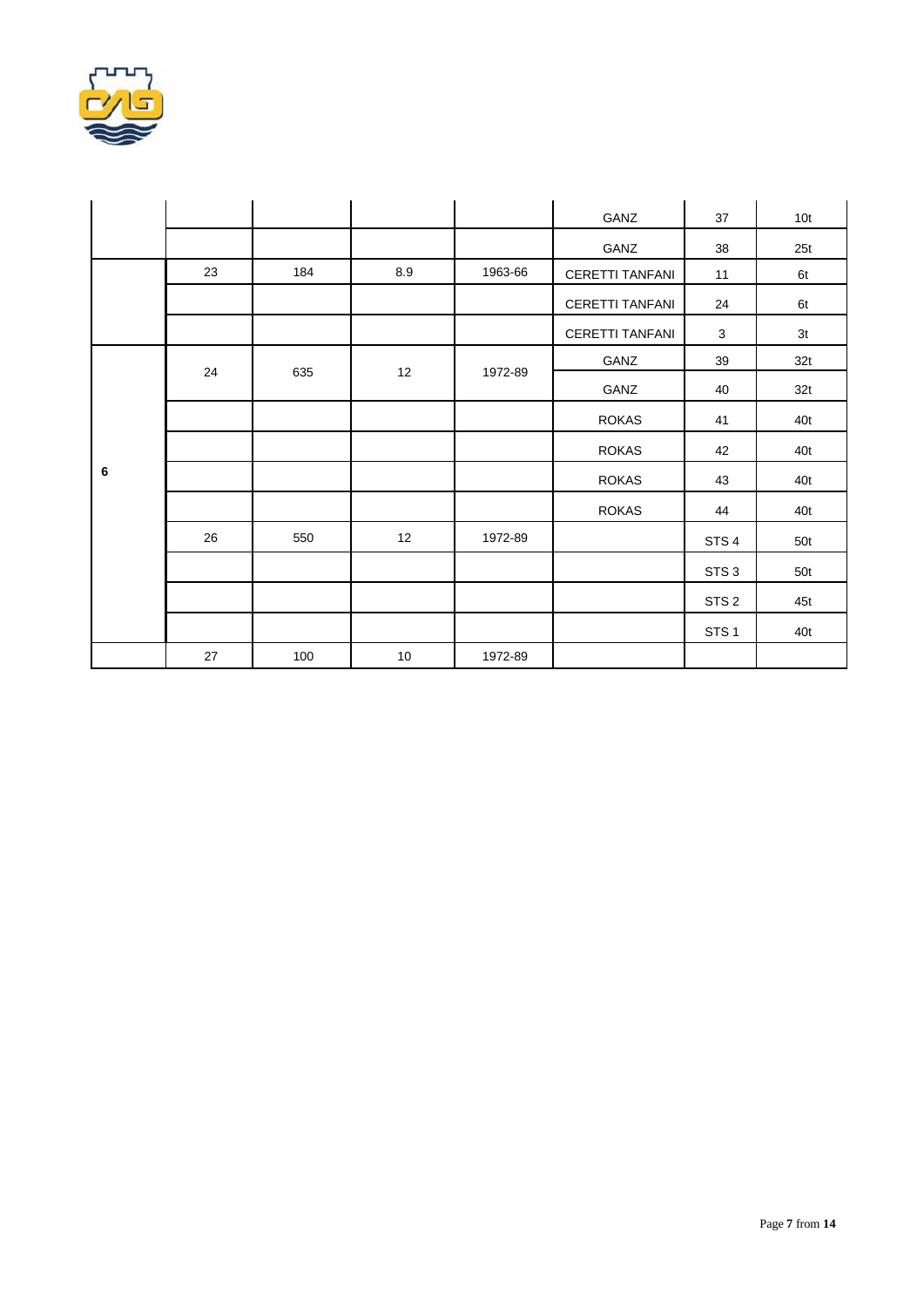| | | | | | | | |
|---|---|---|---|---|---|---|---|
| | | | | | GANZ | 37 | 10t |
| | | | | | GANZ | 38 | 25t |
| | 23 | 184 | 8.9 | 1963-66 | CERETTI TANFANI | 11 | 6t |
| | | | | | CERETTI TANFANI | 24 | 6t |
| | | | | | CERETTI TANFANI | 3 | 3t |
| | 24 | 635 | 12 | 1972-89 | GANZ | 39 | 32t |
| | | | | | GANZ | 40 | 32t |
| | | | | | ROKAS | 41 | 40t |
| | | | | | ROKAS | 42 | 40t |
| **6** | | | | | ROKAS | 43 | 40t |
| | | | | | ROKAS | 44 | 40t |
| | 26 | 550 | 12 | 1972-89 | | STS 4 | 50t |
| | | | | | | STS 3 | 50t |
| | | | | | | STS 2 | 45t |
| | | | | | | STS 1 | 40t |
| | 27 | 100 | 10 | 1972-89 | | | |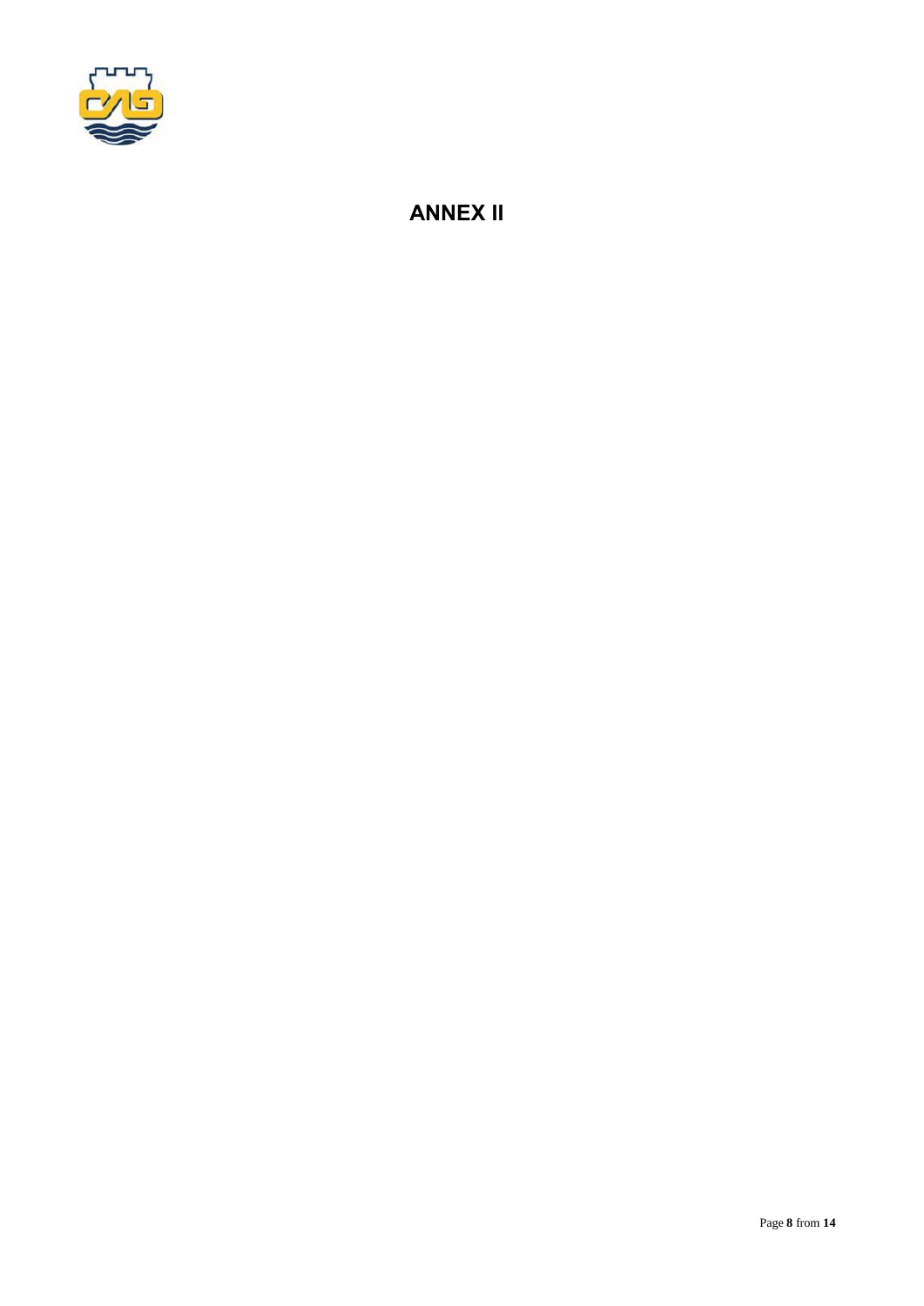# ANNEX II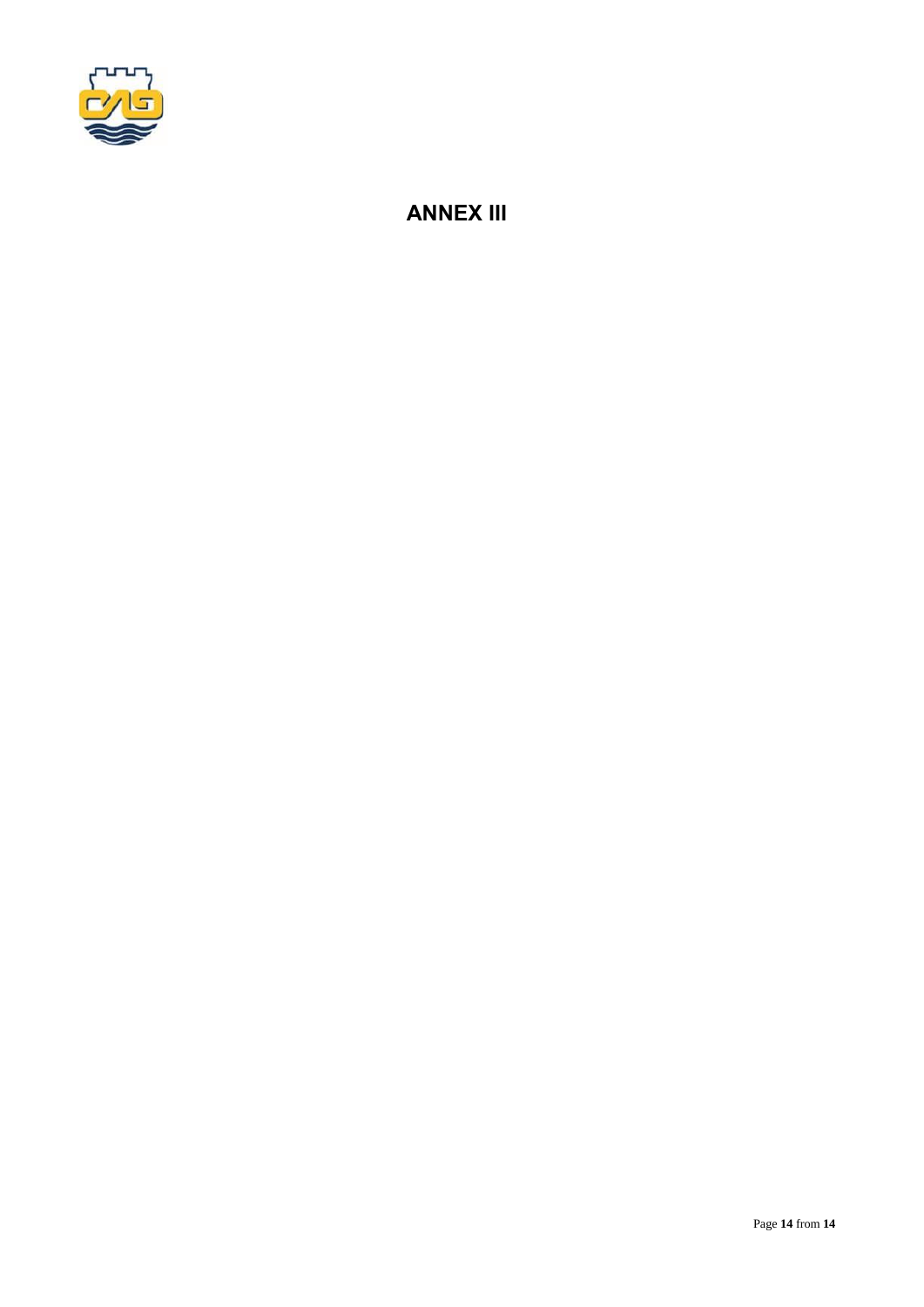# ANNEX III